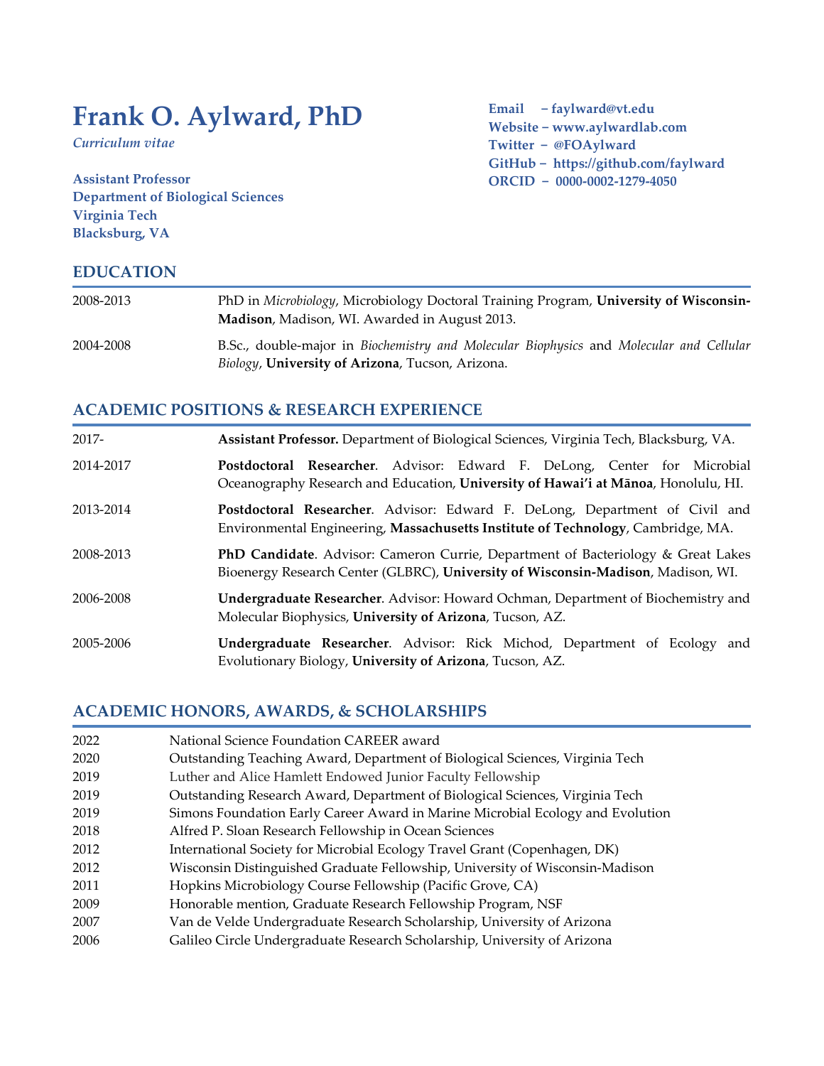# Frank O. Aylward, PhD

*Curriculum vitae*

**Assistant Professor**
**Department of Biological Sciences**
**Virginia Tech**
**Blacksburg, VA**

**Email – faylward@vt.edu**
**Website – www.aylwardlab.com**
**Twitter – @FOAylward**
**GitHub – https://github.com/faylward**
**ORCID – 0000-0002-1279-4050**

## EDUCATION

2008-2013 — PhD in *Microbiology*, Microbiology Doctoral Training Program, **University of Wisconsin-Madison**, Madison, WI. Awarded in August 2013.

2004-2008 — B.Sc., double-major in *Biochemistry and Molecular Biophysics* and *Molecular and Cellular Biology*, **University of Arizona**, Tucson, Arizona.

## ACADEMIC POSITIONS & RESEARCH EXPERIENCE

2017- — **Assistant Professor.** Department of Biological Sciences, Virginia Tech, Blacksburg, VA.

2014-2017 — **Postdoctoral Researcher**. Advisor: Edward F. DeLong, Center for Microbial Oceanography Research and Education, **University of Hawai'i at Mānoa**, Honolulu, HI.

2013-2014 — **Postdoctoral Researcher**. Advisor: Edward F. DeLong, Department of Civil and Environmental Engineering, **Massachusetts Institute of Technology**, Cambridge, MA.

2008-2013 — **PhD Candidate**. Advisor: Cameron Currie, Department of Bacteriology & Great Lakes Bioenergy Research Center (GLBRC), **University of Wisconsin-Madison**, Madison, WI.

2006-2008 — **Undergraduate Researcher**. Advisor: Howard Ochman, Department of Biochemistry and Molecular Biophysics, **University of Arizona**, Tucson, AZ.

2005-2006 — **Undergraduate Researcher**. Advisor: Rick Michod, Department of Ecology and Evolutionary Biology, **University of Arizona**, Tucson, AZ.

## ACADEMIC HONORS, AWARDS, & SCHOLARSHIPS

2022 — National Science Foundation CAREER award
2020 — Outstanding Teaching Award, Department of Biological Sciences, Virginia Tech
2019 — Luther and Alice Hamlett Endowed Junior Faculty Fellowship
2019 — Outstanding Research Award, Department of Biological Sciences, Virginia Tech
2019 — Simons Foundation Early Career Award in Marine Microbial Ecology and Evolution
2018 — Alfred P. Sloan Research Fellowship in Ocean Sciences
2012 — International Society for Microbial Ecology Travel Grant (Copenhagen, DK)
2012 — Wisconsin Distinguished Graduate Fellowship, University of Wisconsin-Madison
2011 — Hopkins Microbiology Course Fellowship (Pacific Grove, CA)
2009 — Honorable mention, Graduate Research Fellowship Program, NSF
2007 — Van de Velde Undergraduate Research Scholarship, University of Arizona
2006 — Galileo Circle Undergraduate Research Scholarship, University of Arizona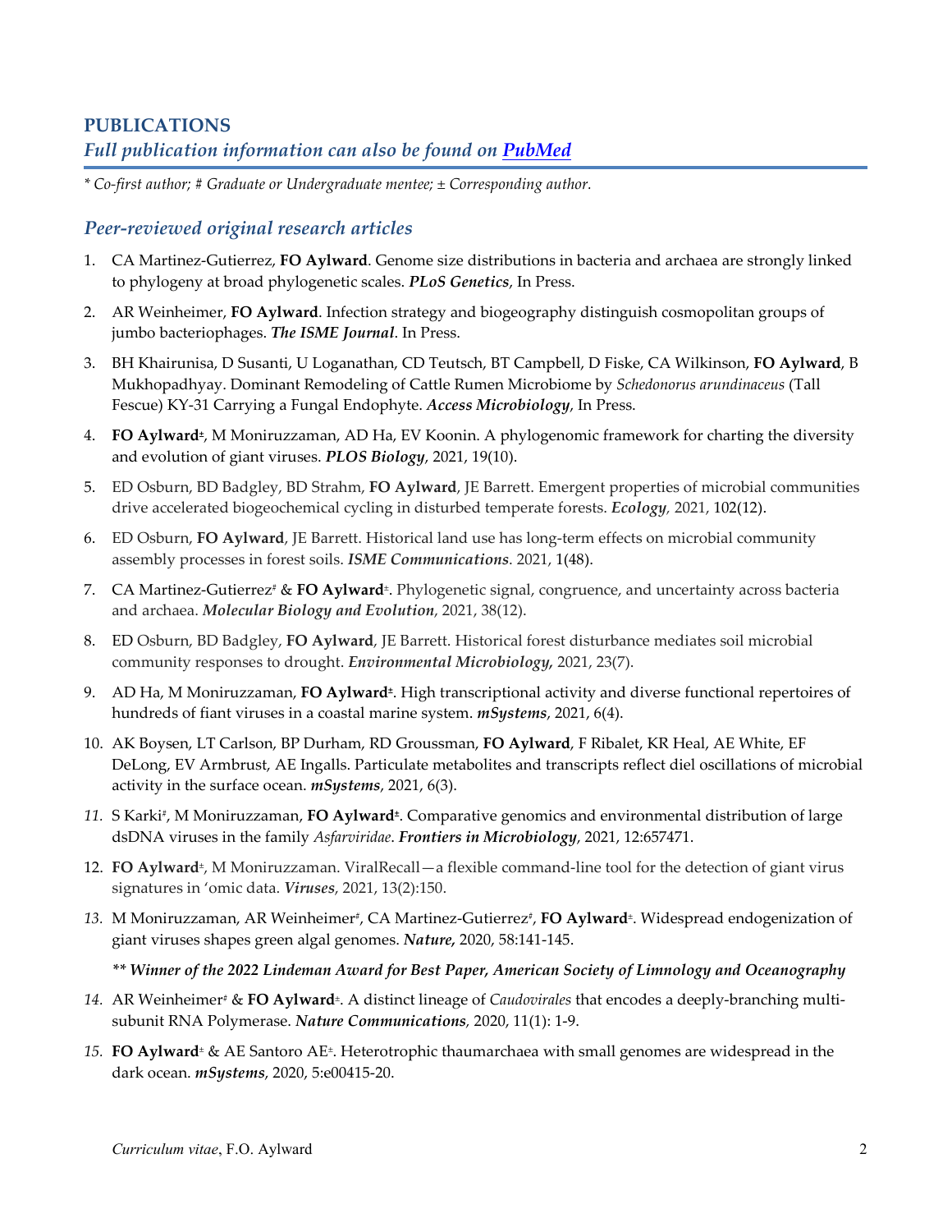## PUBLICATIONS

### *Full publication information can also be found on [PubMed]()*

*\* Co-first author; # Graduate or Undergraduate mentee; ± Corresponding author.*

### *Peer-reviewed original research articles*

1. CA Martinez-Gutierrez, **FO Aylward**. Genome size distributions in bacteria and archaea are strongly linked to phylogeny at broad phylogenetic scales. ***PLoS Genetics***, In Press.
2. AR Weinheimer, **FO Aylward**. Infection strategy and biogeography distinguish cosmopolitan groups of jumbo bacteriophages. ***The ISME Journal***. In Press.
3. BH Khairunisa, D Susanti, U Loganathan, CD Teutsch, BT Campbell, D Fiske, CA Wilkinson, **FO Aylward**, B Mukhopadhyay. Dominant Remodeling of Cattle Rumen Microbiome by *Schedonorus arundinaceus* (Tall Fescue) KY-31 Carrying a Fungal Endophyte. ***Access Microbiology***, In Press.
4. **FO Aylward±**, M Moniruzzaman, AD Ha, EV Koonin. A phylogenomic framework for charting the diversity and evolution of giant viruses. ***PLOS Biology***, 2021, 19(10).
5. ED Osburn, BD Badgley, BD Strahm, **FO Aylward**, JE Barrett. Emergent properties of microbial communities drive accelerated biogeochemical cycling in disturbed temperate forests. ***Ecology***, 2021, 102(12).
6. ED Osburn, **FO Aylward**, JE Barrett. Historical land use has long-term effects on microbial community assembly processes in forest soils. ***ISME Communications***. 2021, 1(48).
7. CA Martinez-Gutierrez# & **FO Aylward±**. Phylogenetic signal, congruence, and uncertainty across bacteria and archaea. ***Molecular Biology and Evolution***, 2021, 38(12).
8. ED Osburn, BD Badgley, **FO Aylward**, JE Barrett. Historical forest disturbance mediates soil microbial community responses to drought. ***Environmental Microbiology***, 2021, 23(7).
9. AD Ha, M Moniruzzaman, **FO Aylward±**. High transcriptional activity and diverse functional repertoires of hundreds of fiant viruses in a coastal marine system. ***mSystems***, 2021, 6(4).
10. AK Boysen, LT Carlson, BP Durham, RD Groussman, **FO Aylward**, F Ribalet, KR Heal, AE White, EF DeLong, EV Armbrust, AE Ingalls. Particulate metabolites and transcripts reflect diel oscillations of microbial activity in the surface ocean. ***mSystems***, 2021, 6(3).
11. S Karki#, M Moniruzzaman, **FO Aylward±**. Comparative genomics and environmental distribution of large dsDNA viruses in the family *Asfarviridae*. ***Frontiers in Microbiology***, 2021, 12:657471.
12. **FO Aylward±**, M Moniruzzaman. ViralRecall—a flexible command-line tool for the detection of giant virus signatures in 'omic data. ***Viruses***, 2021, 13(2):150.
13. M Moniruzzaman, AR Weinheimer#, CA Martinez-Gutierrez#, **FO Aylward±**. Widespread endogenization of giant viruses shapes green algal genomes. ***Nature***, 2020, 58:141-145.

    ***\*\* Winner of the 2022 Lindeman Award for Best Paper, American Society of Limnology and Oceanography***
14. AR Weinheimer# & **FO Aylward±**. A distinct lineage of *Caudovirales* that encodes a deeply-branching multi-subunit RNA Polymerase. ***Nature Communications***, 2020, 11(1): 1-9.
15. **FO Aylward±** & AE Santoro AE±. Heterotrophic thaumarchaea with small genomes are widespread in the dark ocean. ***mSystems***, 2020, 5:e00415-20.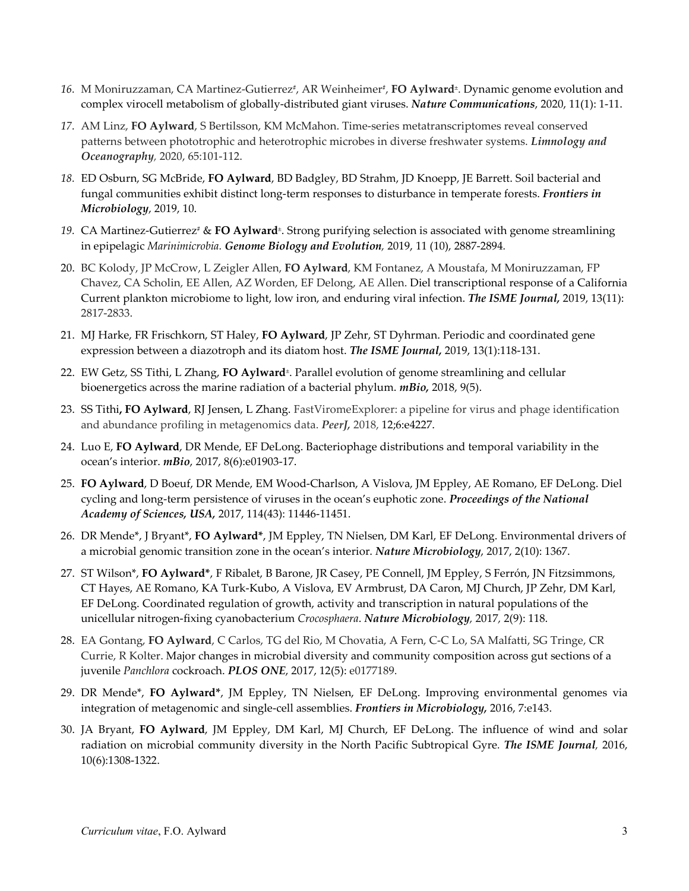16. M Moniruzzaman, CA Martinez-Gutierrez[#], AR Weinheimer[#], **FO Aylward**[±]. Dynamic genome evolution and complex virocell metabolism of globally-distributed giant viruses. ***Nature Communications***, 2020, 11(1): 1-11.

17. AM Linz, **FO Aylward**, S Bertilsson, KM McMahon. Time-series metatranscriptomes reveal conserved patterns between phototrophic and heterotrophic microbes in diverse freshwater systems. ***Limnology and Oceanography***, 2020, 65:101-112.

18. ED Osburn, SG McBride, **FO Aylward**, BD Badgley, BD Strahm, JD Knoepp, JE Barrett. Soil bacterial and fungal communities exhibit distinct long-term responses to disturbance in temperate forests. ***Frontiers in Microbiology***, 2019, 10.

19. CA Martinez-Gutierrez[#] & **FO Aylward**[±]. Strong purifying selection is associated with genome streamlining in epipelagic *Marinimicrobia*. ***Genome Biology and Evolution***, 2019, 11 (10), 2887-2894.

20. BC Kolody, JP McCrow, L Zeigler Allen, **FO Aylward**, KM Fontanez, A Moustafa, M Moniruzzaman, FP Chavez, CA Scholin, EE Allen, AZ Worden, EF Delong, AE Allen. Diel transcriptional response of a California Current plankton microbiome to light, low iron, and enduring viral infection. ***The ISME Journal,*** 2019, 13(11): 2817-2833.

21. MJ Harke, FR Frischkorn, ST Haley, **FO Aylward**, JP Zehr, ST Dyhrman. Periodic and coordinated gene expression between a diazotroph and its diatom host. ***The ISME Journal,*** 2019, 13(1):118-131.

22. EW Getz, SS Tithi, L Zhang, **FO Aylward**[±]. Parallel evolution of genome streamlining and cellular bioenergetics across the marine radiation of a bacterial phylum. ***mBio,*** 2018, 9(5).

23. SS Tithi**, FO Aylward**, RJ Jensen, L Zhang. FastViromeExplorer: a pipeline for virus and phage identification and abundance profiling in metagenomics data. ***PeerJ,*** 2018, 12;6:e4227.

24. Luo E, **FO Aylward**, DR Mende, EF DeLong. Bacteriophage distributions and temporal variability in the ocean's interior. ***mBio***, 2017, 8(6):e01903-17.

25. **FO Aylward**, D Boeuf, DR Mende, EM Wood-Charlson, A Vislova, JM Eppley, AE Romano, EF DeLong. Diel cycling and long-term persistence of viruses in the ocean's euphotic zone. ***Proceedings of the National Academy of Sciences, USA,*** 2017, 114(43): 11446-11451.

26. DR Mende*, J Bryant*, **FO Aylward***, JM Eppley, TN Nielsen, DM Karl, EF DeLong. Environmental drivers of a microbial genomic transition zone in the ocean's interior. ***Nature Microbiology***, 2017, 2(10): 1367.

27. ST Wilson*, **FO Aylward***, F Ribalet, B Barone, JR Casey, PE Connell, JM Eppley, S Ferrón, JN Fitzsimmons, CT Hayes, AE Romano, KA Turk-Kubo, A Vislova, EV Armbrust, DA Caron, MJ Church, JP Zehr, DM Karl, EF DeLong. Coordinated regulation of growth, activity and transcription in natural populations of the unicellular nitrogen-fixing cyanobacterium *Crocosphaera*. ***Nature Microbiology***, 2017, 2(9): 118.

28. EA Gontang, **FO Aylward**, C Carlos, TG del Rio, M Chovatia, A Fern, C-C Lo, SA Malfatti, SG Tringe, CR Currie, R Kolter. Major changes in microbial diversity and community composition across gut sections of a juvenile *Panchlora* cockroach. ***PLOS ONE***, 2017, 12(5): e0177189.

29. DR Mende*, **FO Aylward***, JM Eppley, TN Nielsen, EF DeLong. Improving environmental genomes via integration of metagenomic and single-cell assemblies. ***Frontiers in Microbiology,*** 2016, 7:e143.

30. JA Bryant, **FO Aylward**, JM Eppley, DM Karl, MJ Church, EF DeLong. The influence of wind and solar radiation on microbial community diversity in the North Pacific Subtropical Gyre. ***The ISME Journal***, 2016, 10(6):1308-1322.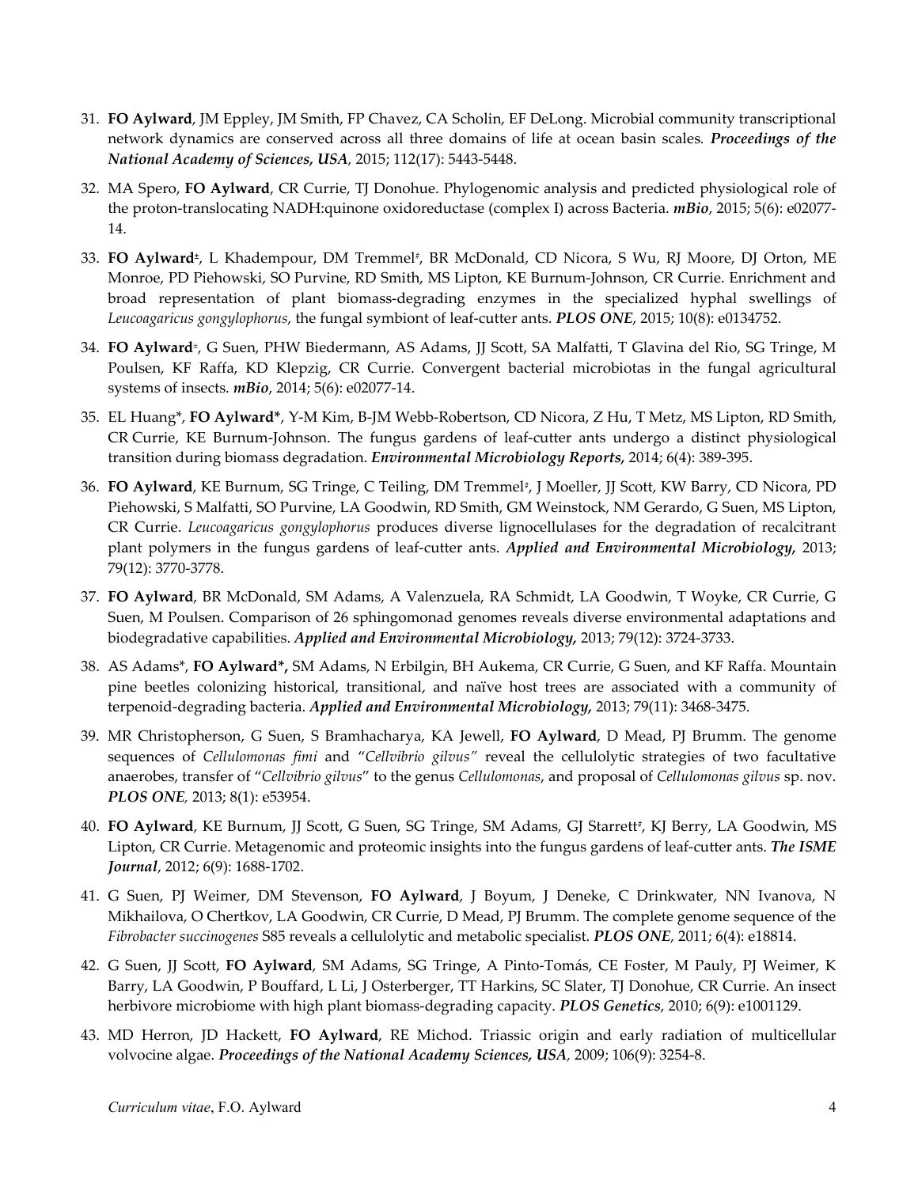31. **FO Aylward**, JM Eppley, JM Smith, FP Chavez, CA Scholin, EF DeLong. Microbial community transcriptional network dynamics are conserved across all three domains of life at ocean basin scales. ***Proceedings of the National Academy of Sciences, USA***, 2015; 112(17): 5443-5448.

32. MA Spero, **FO Aylward**, CR Currie, TJ Donohue. Phylogenomic analysis and predicted physiological role of the proton-translocating NADH:quinone oxidoreductase (complex I) across Bacteria. ***mBio***, 2015; 5(6): e02077-14.

33. **FO Aylward**[±], L Khadempour, DM Tremmel[‡], BR McDonald, CD Nicora, S Wu, RJ Moore, DJ Orton, ME Monroe, PD Piehowski, SO Purvine, RD Smith, MS Lipton, KE Burnum-Johnson, CR Currie. Enrichment and broad representation of plant biomass-degrading enzymes in the specialized hyphal swellings of *Leucoagaricus gongylophorus*, the fungal symbiont of leaf-cutter ants. ***PLOS ONE***, 2015; 10(8): e0134752.

34. **FO Aylward**[±], G Suen, PHW Biedermann, AS Adams, JJ Scott, SA Malfatti, T Glavina del Rio, SG Tringe, M Poulsen, KF Raffa, KD Klepzig, CR Currie. Convergent bacterial microbiotas in the fungal agricultural systems of insects. ***mBio***, 2014; 5(6): e02077-14.

35. EL Huang*, **FO Aylward***, Y-M Kim, B-JM Webb-Robertson, CD Nicora, Z Hu, T Metz, MS Lipton, RD Smith, CR Currie, KE Burnum-Johnson. The fungus gardens of leaf-cutter ants undergo a distinct physiological transition during biomass degradation. ***Environmental Microbiology Reports,*** 2014; 6(4): 389-395.

36. **FO Aylward**, KE Burnum, SG Tringe, C Teiling, DM Tremmel[‡], J Moeller, JJ Scott, KW Barry, CD Nicora, PD Piehowski, S Malfatti, SO Purvine, LA Goodwin, RD Smith, GM Weinstock, NM Gerardo, G Suen, MS Lipton, CR Currie. *Leucoagaricus gongylophorus* produces diverse lignocellulases for the degradation of recalcitrant plant polymers in the fungus gardens of leaf-cutter ants. ***Applied and Environmental Microbiology,*** 2013; 79(12): 3770-3778.

37. **FO Aylward**, BR McDonald, SM Adams, A Valenzuela, RA Schmidt, LA Goodwin, T Woyke, CR Currie, G Suen, M Poulsen. Comparison of 26 sphingomonad genomes reveals diverse environmental adaptations and biodegradative capabilities. ***Applied and Environmental Microbiology,*** 2013; 79(12): 3724-3733.

38. AS Adams*, **FO Aylward*,** SM Adams, N Erbilgin, BH Aukema, CR Currie, G Suen, and KF Raffa. Mountain pine beetles colonizing historical, transitional, and naïve host trees are associated with a community of terpenoid-degrading bacteria. ***Applied and Environmental Microbiology,*** 2013; 79(11): 3468-3475.

39. MR Christopherson, G Suen, S Bramhacharya, KA Jewell, **FO Aylward**, D Mead, PJ Brumm. The genome sequences of *Cellulomonas fimi* and "*Cellvibrio gilvus"* reveal the cellulolytic strategies of two facultative anaerobes, transfer of "*Cellvibrio gilvus*" to the genus *Cellulomonas*, and proposal of *Cellulomonas gilvus* sp. nov. ***PLOS ONE***, 2013; 8(1): e53954.

40. **FO Aylward**, KE Burnum, JJ Scott, G Suen, SG Tringe, SM Adams, GJ Starrett[‡], KJ Berry, LA Goodwin, MS Lipton, CR Currie. Metagenomic and proteomic insights into the fungus gardens of leaf-cutter ants. ***The ISME Journal***, 2012; 6(9): 1688-1702.

41. G Suen, PJ Weimer, DM Stevenson, **FO Aylward**, J Boyum, J Deneke, C Drinkwater, NN Ivanova, N Mikhailova, O Chertkov, LA Goodwin, CR Currie, D Mead, PJ Brumm. The complete genome sequence of the *Fibrobacter succinogenes* S85 reveals a cellulolytic and metabolic specialist. ***PLOS ONE***, 2011; 6(4): e18814.

42. G Suen, JJ Scott, **FO Aylward**, SM Adams, SG Tringe, A Pinto-Tomás, CE Foster, M Pauly, PJ Weimer, K Barry, LA Goodwin, P Bouffard, L Li, J Osterberger, TT Harkins, SC Slater, TJ Donohue, CR Currie. An insect herbivore microbiome with high plant biomass-degrading capacity. ***PLOS Genetics***, 2010; 6(9): e1001129.

43. MD Herron, JD Hackett, **FO Aylward**, RE Michod. Triassic origin and early radiation of multicellular volvocine algae. ***Proceedings of the National Academy Sciences, USA***, 2009; 106(9): 3254-8.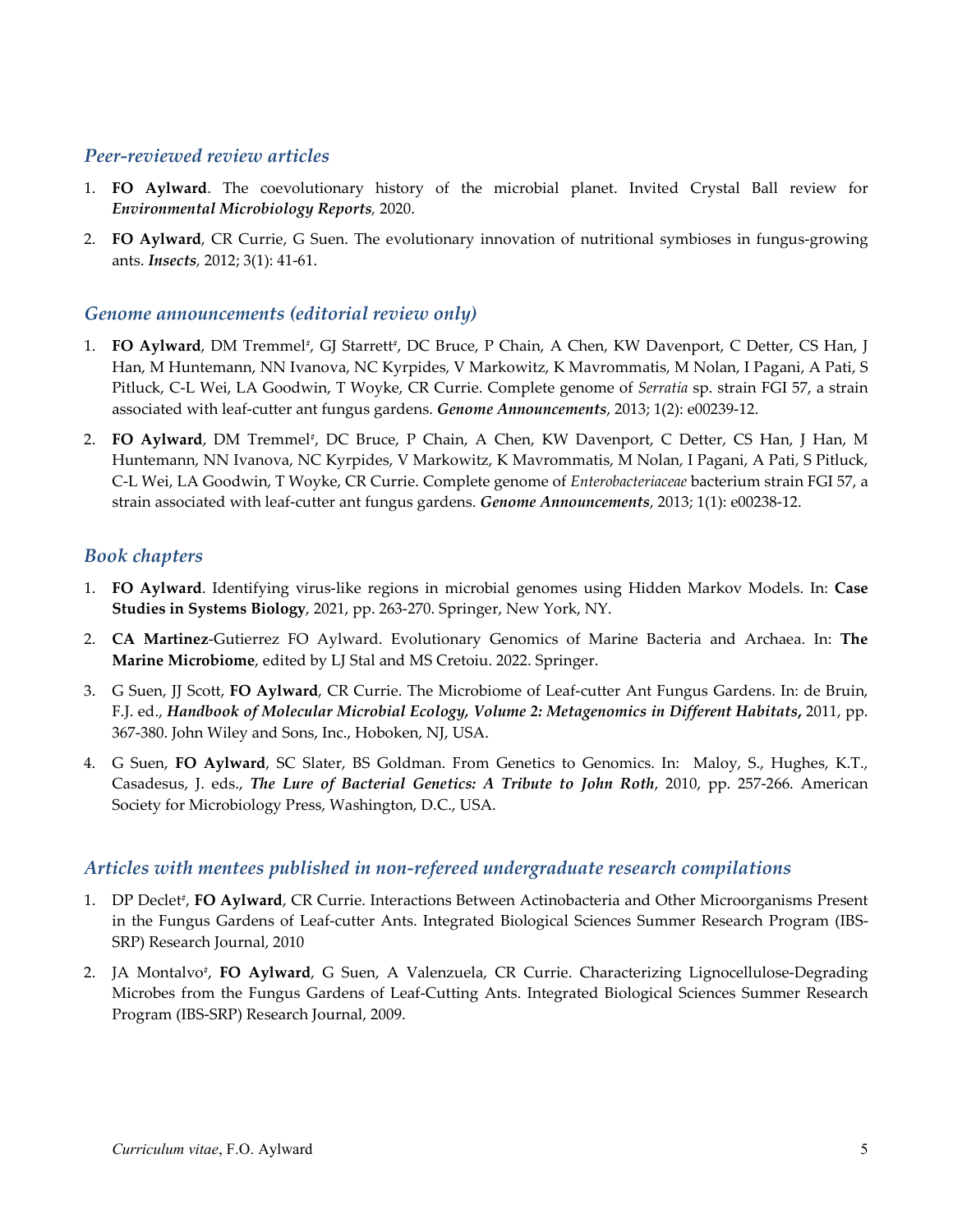### *Peer-reviewed review articles*

1. **FO Aylward**. The coevolutionary history of the microbial planet. Invited Crystal Ball review for ***Environmental Microbiology Reports***, 2020.
2. **FO Aylward**, CR Currie, G Suen. The evolutionary innovation of nutritional symbioses in fungus-growing ants. ***Insects***, 2012; 3(1): 41-61.

### *Genome announcements (editorial review only)*

1. **FO Aylward**, DM Tremmel[#], GJ Starrett[#], DC Bruce, P Chain, A Chen, KW Davenport, C Detter, CS Han, J Han, M Huntemann, NN Ivanova, NC Kyrpides, V Markowitz, K Mavrommatis, M Nolan, I Pagani, A Pati, S Pitluck, C-L Wei, LA Goodwin, T Woyke, CR Currie. Complete genome of *Serratia* sp. strain FGI 57, a strain associated with leaf-cutter ant fungus gardens. ***Genome Announcements***, 2013; 1(2): e00239-12.
2. **FO Aylward**, DM Tremmel[#], DC Bruce, P Chain, A Chen, KW Davenport, C Detter, CS Han, J Han, M Huntemann, NN Ivanova, NC Kyrpides, V Markowitz, K Mavrommatis, M Nolan, I Pagani, A Pati, S Pitluck, C-L Wei, LA Goodwin, T Woyke, CR Currie. Complete genome of *Enterobacteriaceae* bacterium strain FGI 57, a strain associated with leaf-cutter ant fungus gardens. ***Genome Announcements***, 2013; 1(1): e00238-12.

### *Book chapters*

1. **FO Aylward**. Identifying virus-like regions in microbial genomes using Hidden Markov Models. In: **Case Studies in Systems Biology**, 2021, pp. 263-270. Springer, New York, NY.
2. **CA Martinez**-Gutierrez FO Aylward. Evolutionary Genomics of Marine Bacteria and Archaea. In: **The Marine Microbiome**, edited by LJ Stal and MS Cretoiu. 2022. Springer.
3. G Suen, JJ Scott, **FO Aylward**, CR Currie. The Microbiome of Leaf-cutter Ant Fungus Gardens. In: de Bruin, F.J. ed., ***Handbook of Molecular Microbial Ecology, Volume 2: Metagenomics in Different Habitats*****,** 2011, pp. 367-380. John Wiley and Sons, Inc., Hoboken, NJ, USA.
4. G Suen, **FO Aylward**, SC Slater, BS Goldman. From Genetics to Genomics. In: Maloy, S., Hughes, K.T., Casadesus, J. eds., ***The Lure of Bacterial Genetics: A Tribute to John Roth***, 2010, pp. 257-266. American Society for Microbiology Press, Washington, D.C., USA.

### *Articles with mentees published in non-refereed undergraduate research compilations*

1. DP Declet[#], **FO Aylward**, CR Currie. Interactions Between Actinobacteria and Other Microorganisms Present in the Fungus Gardens of Leaf-cutter Ants. Integrated Biological Sciences Summer Research Program (IBS-SRP) Research Journal, 2010
2. JA Montalvo[#], **FO Aylward**, G Suen, A Valenzuela, CR Currie. Characterizing Lignocellulose-Degrading Microbes from the Fungus Gardens of Leaf-Cutting Ants. Integrated Biological Sciences Summer Research Program (IBS-SRP) Research Journal, 2009.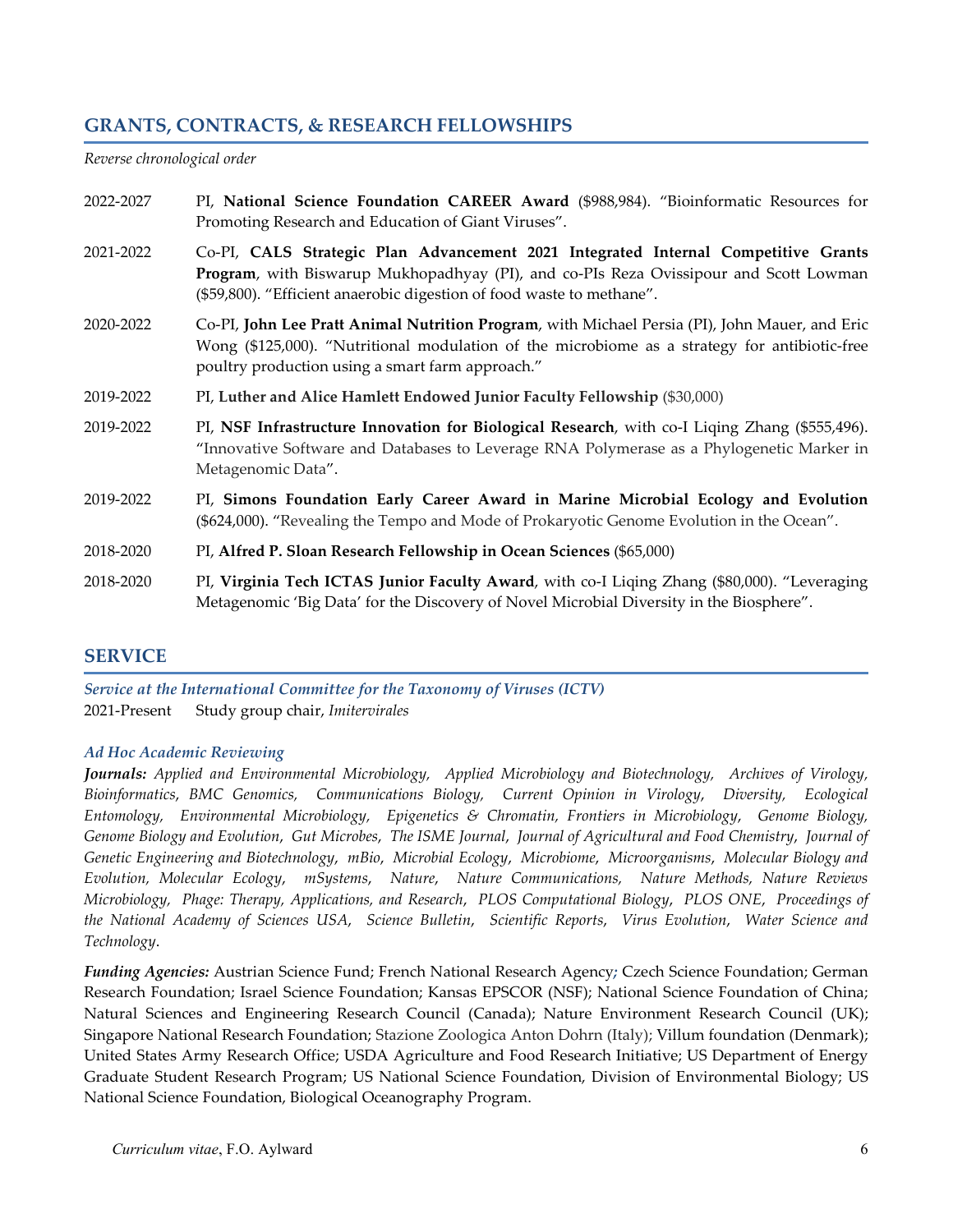## GRANTS, CONTRACTS, & RESEARCH FELLOWSHIPS

*Reverse chronological order*

2022-2027 PI, **National Science Foundation CAREER Award** ($988,984). "Bioinformatic Resources for Promoting Research and Education of Giant Viruses".

2021-2022 Co-PI, **CALS Strategic Plan Advancement 2021 Integrated Internal Competitive Grants Program**, with Biswarup Mukhopadhyay (PI), and co-PIs Reza Ovissipour and Scott Lowman ($59,800). "Efficient anaerobic digestion of food waste to methane".

2020-2022 Co-PI, **John Lee Pratt Animal Nutrition Program**, with Michael Persia (PI), John Mauer, and Eric Wong ($125,000). "Nutritional modulation of the microbiome as a strategy for antibiotic-free poultry production using a smart farm approach."

2019-2022 PI, **Luther and Alice Hamlett Endowed Junior Faculty Fellowship** ($30,000)

2019-2022 PI, **NSF Infrastructure Innovation for Biological Research**, with co-I Liqing Zhang ($555,496). "Innovative Software and Databases to Leverage RNA Polymerase as a Phylogenetic Marker in Metagenomic Data".

2019-2022 PI, **Simons Foundation Early Career Award in Marine Microbial Ecology and Evolution** ($624,000). "Revealing the Tempo and Mode of Prokaryotic Genome Evolution in the Ocean".

2018-2020 PI, **Alfred P. Sloan Research Fellowship in Ocean Sciences** ($65,000)

2018-2020 PI, **Virginia Tech ICTAS Junior Faculty Award**, with co-I Liqing Zhang ($80,000). "Leveraging Metagenomic 'Big Data' for the Discovery of Novel Microbial Diversity in the Biosphere".

## SERVICE

### *Service at the International Committee for the Taxonomy of Viruses (ICTV)*

2021-Present Study group chair, *Imitervirales*

### *Ad Hoc Academic Reviewing*

***Journals:*** *Applied and Environmental Microbiology, Applied Microbiology and Biotechnology, Archives of Virology, Bioinformatics, BMC Genomics, Communications Biology, Current Opinion in Virology, Diversity, Ecological Entomology, Environmental Microbiology, Epigenetics & Chromatin, Frontiers in Microbiology, Genome Biology, Genome Biology and Evolution, Gut Microbes, The ISME Journal, Journal of Agricultural and Food Chemistry, Journal of Genetic Engineering and Biotechnology, mBio, Microbial Ecology, Microbiome, Microorganisms, Molecular Biology and Evolution, Molecular Ecology, mSystems, Nature, Nature Communications, Nature Methods, Nature Reviews Microbiology, Phage: Therapy, Applications, and Research, PLOS Computational Biology, PLOS ONE, Proceedings of the National Academy of Sciences USA, Science Bulletin, Scientific Reports, Virus Evolution, Water Science and Technology*.

***Funding Agencies:*** Austrian Science Fund; French National Research Agency; Czech Science Foundation; German Research Foundation; Israel Science Foundation; Kansas EPSCOR (NSF); National Science Foundation of China; Natural Sciences and Engineering Research Council (Canada); Nature Environment Research Council (UK); Singapore National Research Foundation; Stazione Zoologica Anton Dohrn (Italy); Villum foundation (Denmark); United States Army Research Office; USDA Agriculture and Food Research Initiative; US Department of Energy Graduate Student Research Program; US National Science Foundation, Division of Environmental Biology; US National Science Foundation, Biological Oceanography Program.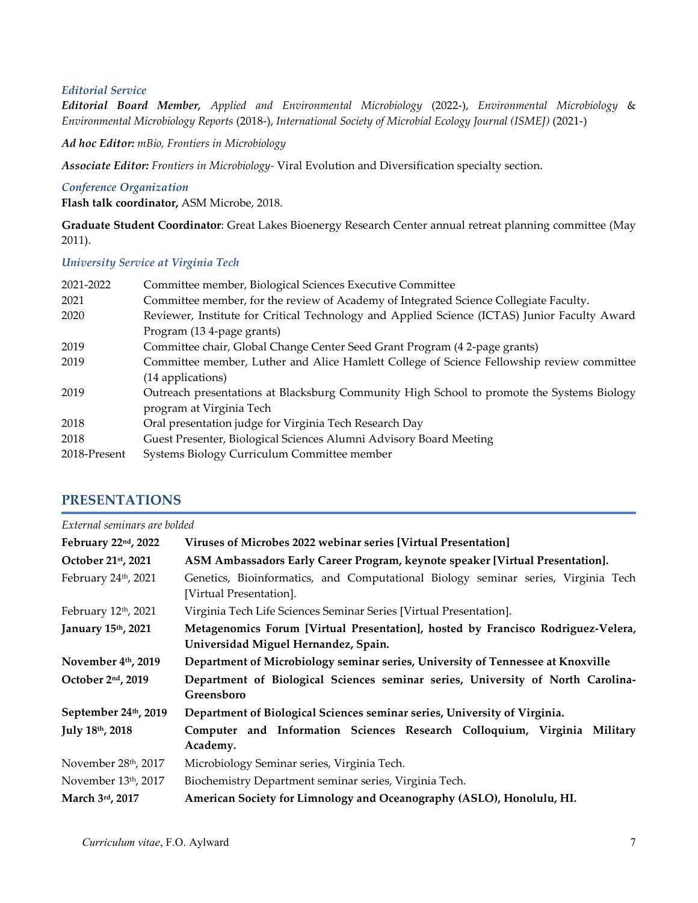### *Editorial Service*

***Editorial Board Member,*** *Applied and Environmental Microbiology* (2022-), *Environmental Microbiology* & *Environmental Microbiology Reports* (2018-), *International Society of Microbial Ecology Journal (ISMEJ)* (2021-)

***Ad hoc Editor:*** *mBio, Frontiers in Microbiology*

***Associate Editor:*** *Frontiers in Microbiology-* Viral Evolution and Diversification specialty section.

### *Conference Organization*

**Flash talk coordinator,** ASM Microbe, 2018.

**Graduate Student Coordinator**: Great Lakes Bioenergy Research Center annual retreat planning committee (May 2011).

### *University Service at Virginia Tech*

| | |
|---|---|
| 2021-2022 | Committee member, Biological Sciences Executive Committee |
| 2021 | Committee member, for the review of Academy of Integrated Science Collegiate Faculty. |
| 2020 | Reviewer, Institute for Critical Technology and Applied Science (ICTAS) Junior Faculty Award Program (13 4-page grants) |
| 2019 | Committee chair, Global Change Center Seed Grant Program (4 2-page grants) |
| 2019 | Committee member, Luther and Alice Hamlett College of Science Fellowship review committee (14 applications) |
| 2019 | Outreach presentations at Blacksburg Community High School to promote the Systems Biology program at Virginia Tech |
| 2018 | Oral presentation judge for Virginia Tech Research Day |
| 2018 | Guest Presenter, Biological Sciences Alumni Advisory Board Meeting |
| 2018-Present | Systems Biology Curriculum Committee member |

## PRESENTATIONS

*External seminars are bolded*

| | |
|---|---|
| **February 22nd, 2022** | **Viruses of Microbes 2022 webinar series [Virtual Presentation]** |
| **October 21st, 2021** | **ASM Ambassadors Early Career Program, keynote speaker [Virtual Presentation].** |
| February 24th, 2021 | Genetics, Bioinformatics, and Computational Biology seminar series, Virginia Tech [Virtual Presentation]. |
| February 12th, 2021 | Virginia Tech Life Sciences Seminar Series [Virtual Presentation]. |
| **January 15th, 2021** | **Metagenomics Forum [Virtual Presentation], hosted by Francisco Rodriguez-Velera, Universidad Miguel Hernandez, Spain.** |
| **November 4th, 2019** | **Department of Microbiology seminar series, University of Tennessee at Knoxville** |
| **October 2nd, 2019** | **Department of Biological Sciences seminar series, University of North Carolina-Greensboro** |
| **September 24th, 2019** | **Department of Biological Sciences seminar series, University of Virginia.** |
| **July 18th, 2018** | **Computer and Information Sciences Research Colloquium, Virginia Military Academy.** |
| November 28th, 2017 | Microbiology Seminar series, Virginia Tech. |
| November 13th, 2017 | Biochemistry Department seminar series, Virginia Tech. |
| **March 3rd, 2017** | **American Society for Limnology and Oceanography (ASLO), Honolulu, HI.** |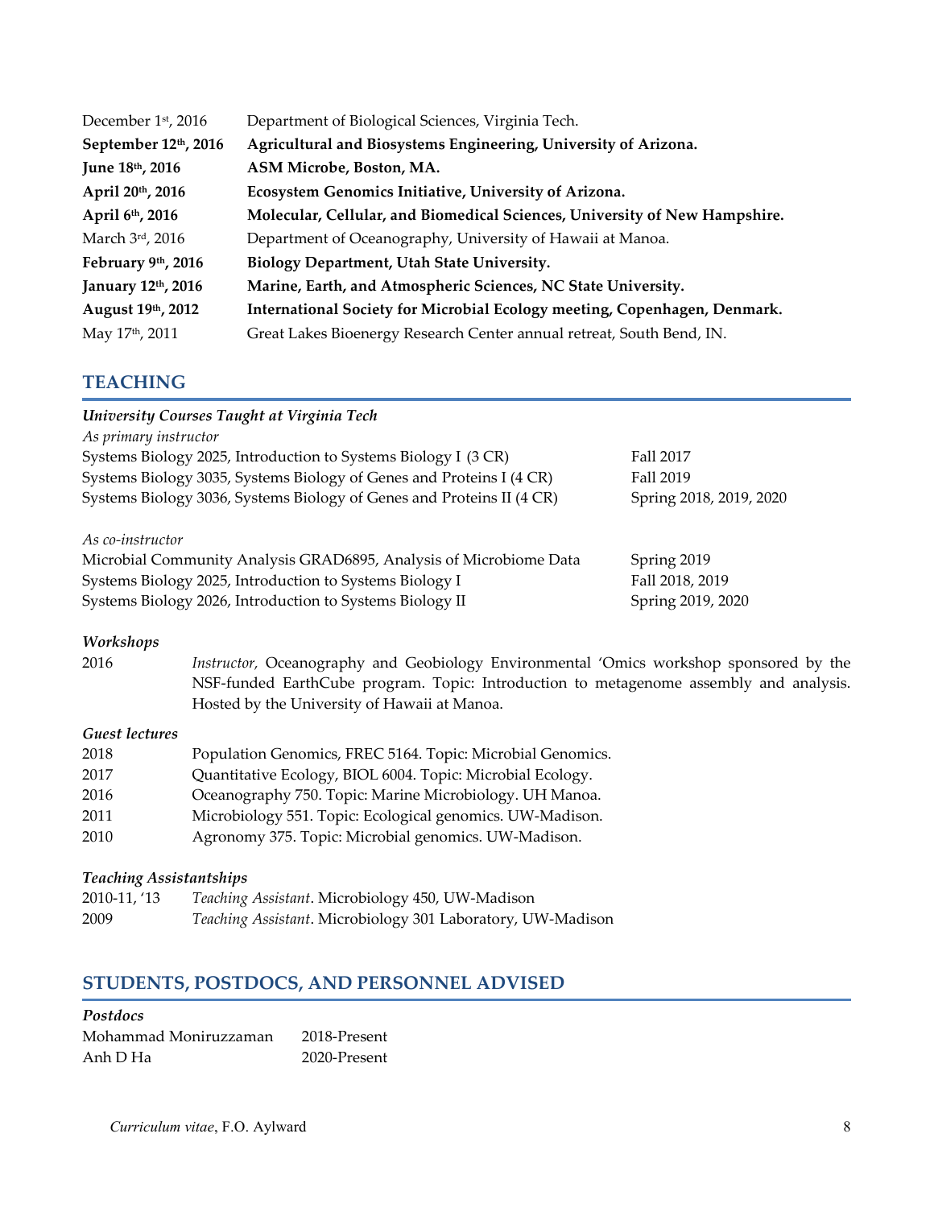| | |
|---|---|
| December 1st, 2016 | Department of Biological Sciences, Virginia Tech. |
| **September 12th, 2016** | **Agricultural and Biosystems Engineering, University of Arizona.** |
| **June 18th, 2016** | **ASM Microbe, Boston, MA.** |
| **April 20th, 2016** | **Ecosystem Genomics Initiative, University of Arizona.** |
| **April 6th, 2016** | **Molecular, Cellular, and Biomedical Sciences, University of New Hampshire.** |
| March 3rd, 2016 | Department of Oceanography, University of Hawaii at Manoa. |
| **February 9th, 2016** | **Biology Department, Utah State University.** |
| **January 12th, 2016** | **Marine, Earth, and Atmospheric Sciences, NC State University.** |
| **August 19th, 2012** | **International Society for Microbial Ecology meeting, Copenhagen, Denmark.** |
| May 17th, 2011 | Great Lakes Bioenergy Research Center annual retreat, South Bend, IN. |

## TEACHING

***University Courses Taught at Virginia Tech***

*As primary instructor*

| | |
|---|---|
| Systems Biology 2025, Introduction to Systems Biology I (3 CR) | Fall 2017 |
| Systems Biology 3035, Systems Biology of Genes and Proteins I (4 CR) | Fall 2019 |
| Systems Biology 3036, Systems Biology of Genes and Proteins II (4 CR) | Spring 2018, 2019, 2020 |

*As co-instructor*

| | |
|---|---|
| Microbial Community Analysis GRAD6895, Analysis of Microbiome Data | Spring 2019 |
| Systems Biology 2025, Introduction to Systems Biology I | Fall 2018, 2019 |
| Systems Biology 2026, Introduction to Systems Biology II | Spring 2019, 2020 |

***Workshops***

2016 — *Instructor,* Oceanography and Geobiology Environmental 'Omics workshop sponsored by the NSF-funded EarthCube program. Topic: Introduction to metagenome assembly and analysis. Hosted by the University of Hawaii at Manoa.

***Guest lectures***

| | |
|---|---|
| 2018 | Population Genomics, FREC 5164. Topic: Microbial Genomics. |
| 2017 | Quantitative Ecology, BIOL 6004. Topic: Microbial Ecology. |
| 2016 | Oceanography 750. Topic: Marine Microbiology. UH Manoa. |
| 2011 | Microbiology 551. Topic: Ecological genomics. UW-Madison. |
| 2010 | Agronomy 375. Topic: Microbial genomics. UW-Madison. |

***Teaching Assistantships***

| | |
|---|---|
| 2010-11, '13 | *Teaching Assistant*. Microbiology 450, UW-Madison |
| 2009 | *Teaching Assistant*. Microbiology 301 Laboratory, UW-Madison |

## STUDENTS, POSTDOCS, AND PERSONNEL ADVISED

***Postdocs***

| | |
|---|---|
| Mohammad Moniruzzaman | 2018-Present |
| Anh D Ha | 2020-Present |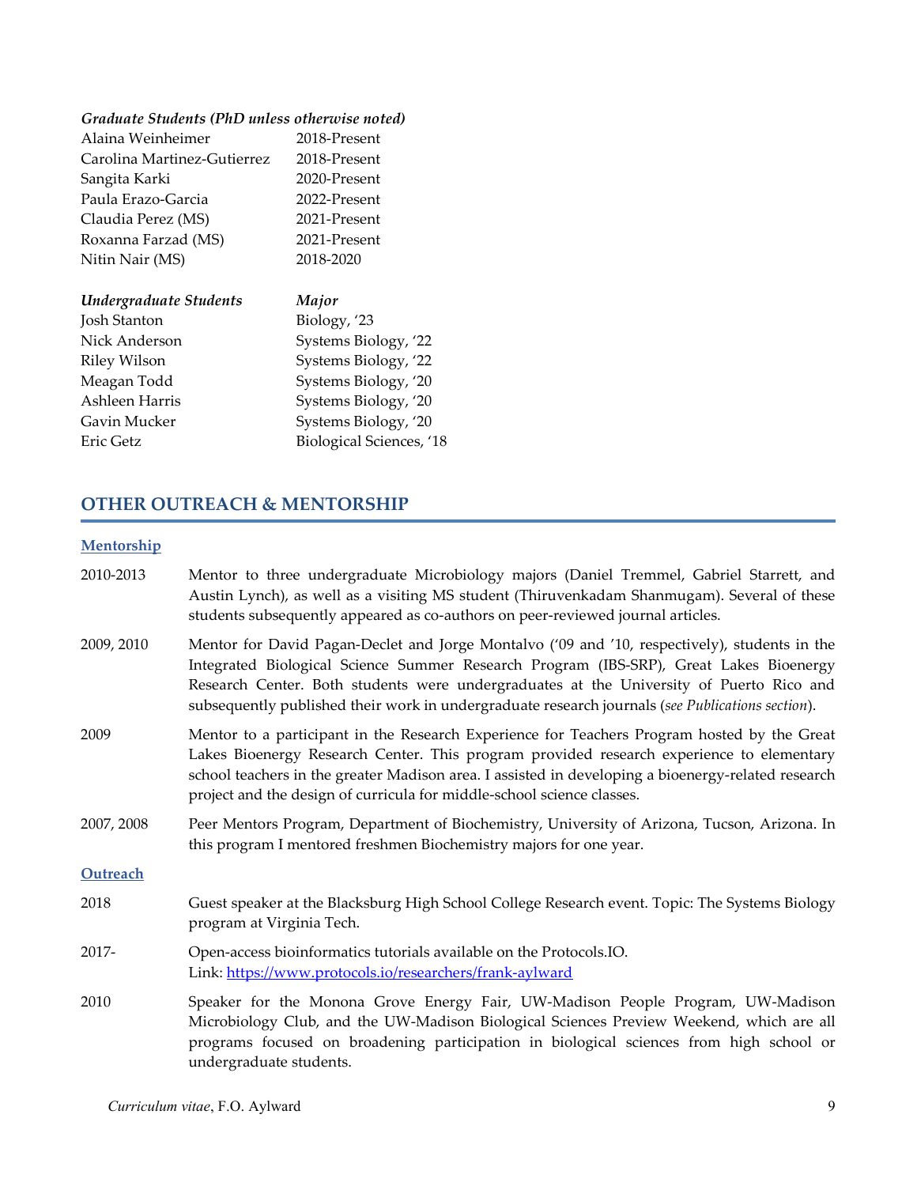***Graduate Students (PhD unless otherwise noted)***

| | |
|---|---|
| Alaina Weinheimer | 2018-Present |
| Carolina Martinez-Gutierrez | 2018-Present |
| Sangita Karki | 2020-Present |
| Paula Erazo-Garcia | 2022-Present |
| Claudia Perez (MS) | 2021-Present |
| Roxanna Farzad (MS) | 2021-Present |
| Nitin Nair (MS) | 2018-2020 |

| ***Undergraduate Students*** | ***Major*** |
|---|---|
| Josh Stanton | Biology, '23 |
| Nick Anderson | Systems Biology, '22 |
| Riley Wilson | Systems Biology, '22 |
| Meagan Todd | Systems Biology, '20 |
| Ashleen Harris | Systems Biology, '20 |
| Gavin Mucker | Systems Biology, '20 |
| Eric Getz | Biological Sciences, '18 |

## OTHER OUTREACH & MENTORSHIP

### Mentorship

**2010-2013** Mentor to three undergraduate Microbiology majors (Daniel Tremmel, Gabriel Starrett, and Austin Lynch), as well as a visiting MS student (Thiruvenkadam Shanmugam). Several of these students subsequently appeared as co-authors on peer-reviewed journal articles.

**2009, 2010** Mentor for David Pagan-Declet and Jorge Montalvo ('09 and '10, respectively), students in the Integrated Biological Science Summer Research Program (IBS-SRP), Great Lakes Bioenergy Research Center. Both students were undergraduates at the University of Puerto Rico and subsequently published their work in undergraduate research journals (*see Publications section*).

**2009** Mentor to a participant in the Research Experience for Teachers Program hosted by the Great Lakes Bioenergy Research Center. This program provided research experience to elementary school teachers in the greater Madison area. I assisted in developing a bioenergy-related research project and the design of curricula for middle-school science classes.

**2007, 2008** Peer Mentors Program, Department of Biochemistry, University of Arizona, Tucson, Arizona. In this program I mentored freshmen Biochemistry majors for one year.

### Outreach

**2018** Guest speaker at the Blacksburg High School College Research event. Topic: The Systems Biology program at Virginia Tech.

**2017-** Open-access bioinformatics tutorials available on the Protocols.IO.
Link: https://www.protocols.io/researchers/frank-aylward

**2010** Speaker for the Monona Grove Energy Fair, UW-Madison People Program, UW-Madison Microbiology Club, and the UW-Madison Biological Sciences Preview Weekend, which are all programs focused on broadening participation in biological sciences from high school or undergraduate students.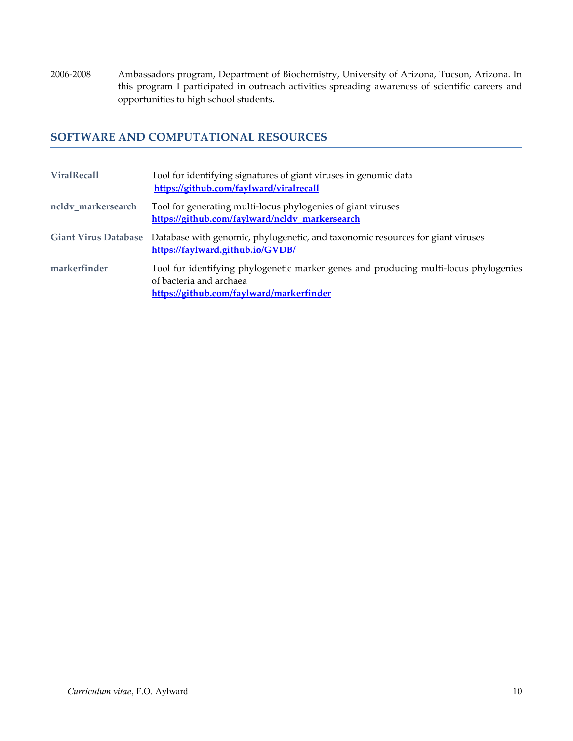2006-2008 Ambassadors program, Department of Biochemistry, University of Arizona, Tucson, Arizona. In this program I participated in outreach activities spreading awareness of scientific careers and opportunities to high school students.

## SOFTWARE AND COMPUTATIONAL RESOURCES

**ViralRecall** Tool for identifying signatures of giant viruses in genomic data
**https://github.com/faylward/viralrecall**

**ncldv_markersearch** Tool for generating multi-locus phylogenies of giant viruses
**https://github.com/faylward/ncldv_markersearch**

**Giant Virus Database** Database with genomic, phylogenetic, and taxonomic resources for giant viruses
**https://faylward.github.io/GVDB/**

**markerfinder** Tool for identifying phylogenetic marker genes and producing multi-locus phylogenies of bacteria and archaea
**https://github.com/faylward/markerfinder**